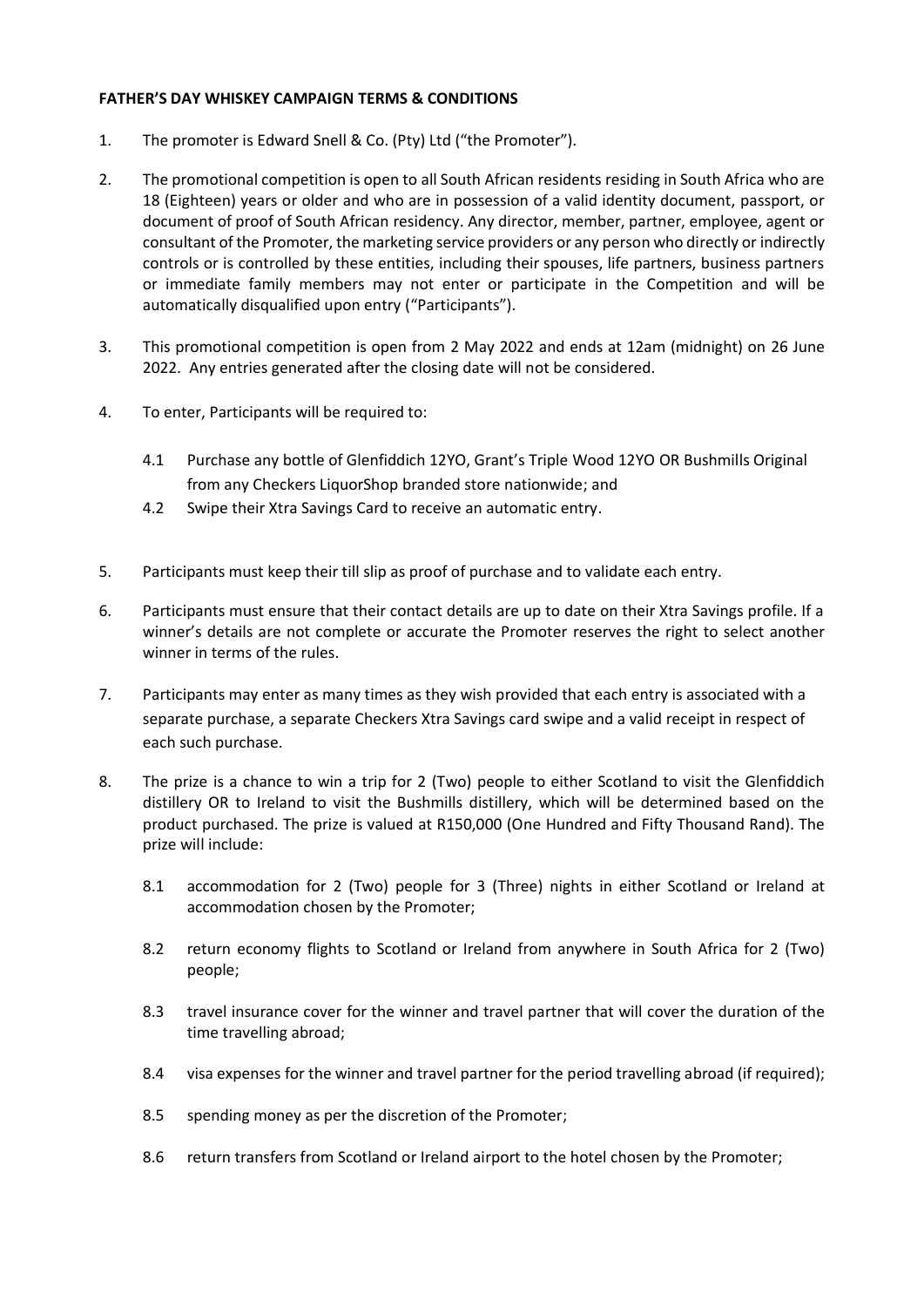**FATHER'S DAY WHISKEY CAMPAIGN TERMS & CONDITIONS**

1. The promoter is Edward Snell & Co. (Pty) Ltd ("the Promoter").

2. The promotional competition is open to all South African residents residing in South Africa who are 18 (Eighteen) years or older and who are in possession of a valid identity document, passport, or document of proof of South African residency. Any director, member, partner, employee, agent or consultant of the Promoter, the marketing service providers or any person who directly or indirectly controls or is controlled by these entities, including their spouses, life partners, business partners or immediate family members may not enter or participate in the Competition and will be automatically disqualified upon entry ("Participants").

3. This promotional competition is open from 2 May 2022 and ends at 12am (midnight) on 26 June 2022. Any entries generated after the closing date will not be considered.

4. To enter, Participants will be required to:

   4.1 Purchase any bottle of Glenfiddich 12YO, Grant's Triple Wood 12YO OR Bushmills Original from any Checkers LiquorShop branded store nationwide; and

   4.2 Swipe their Xtra Savings Card to receive an automatic entry.

5. Participants must keep their till slip as proof of purchase and to validate each entry.

6. Participants must ensure that their contact details are up to date on their Xtra Savings profile. If a winner's details are not complete or accurate the Promoter reserves the right to select another winner in terms of the rules.

7. Participants may enter as many times as they wish provided that each entry is associated with a separate purchase, a separate Checkers Xtra Savings card swipe and a valid receipt in respect of each such purchase.

8. The prize is a chance to win a trip for 2 (Two) people to either Scotland to visit the Glenfiddich distillery OR to Ireland to visit the Bushmills distillery, which will be determined based on the product purchased. The prize is valued at R150,000 (One Hundred and Fifty Thousand Rand). The prize will include:

   8.1 accommodation for 2 (Two) people for 3 (Three) nights in either Scotland or Ireland at accommodation chosen by the Promoter;

   8.2 return economy flights to Scotland or Ireland from anywhere in South Africa for 2 (Two) people;

   8.3 travel insurance cover for the winner and travel partner that will cover the duration of the time travelling abroad;

   8.4 visa expenses for the winner and travel partner for the period travelling abroad (if required);

   8.5 spending money as per the discretion of the Promoter;

   8.6 return transfers from Scotland or Ireland airport to the hotel chosen by the Promoter;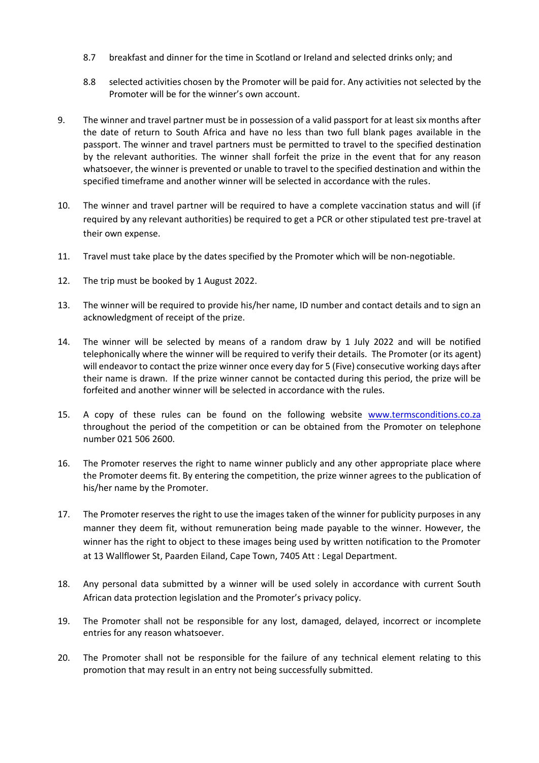8.7 breakfast and dinner for the time in Scotland or Ireland and selected drinks only; and

8.8 selected activities chosen by the Promoter will be paid for. Any activities not selected by the Promoter will be for the winner's own account.

9. The winner and travel partner must be in possession of a valid passport for at least six months after the date of return to South Africa and have no less than two full blank pages available in the passport. The winner and travel partners must be permitted to travel to the specified destination by the relevant authorities. The winner shall forfeit the prize in the event that for any reason whatsoever, the winner is prevented or unable to travel to the specified destination and within the specified timeframe and another winner will be selected in accordance with the rules.

10. The winner and travel partner will be required to have a complete vaccination status and will (if required by any relevant authorities) be required to get a PCR or other stipulated test pre-travel at their own expense.

11. Travel must take place by the dates specified by the Promoter which will be non-negotiable.

12. The trip must be booked by 1 August 2022.

13. The winner will be required to provide his/her name, ID number and contact details and to sign an acknowledgment of receipt of the prize.

14. The winner will be selected by means of a random draw by 1 July 2022 and will be notified telephonically where the winner will be required to verify their details. The Promoter (or its agent) will endeavor to contact the prize winner once every day for 5 (Five) consecutive working days after their name is drawn. If the prize winner cannot be contacted during this period, the prize will be forfeited and another winner will be selected in accordance with the rules.

15. A copy of these rules can be found on the following website [www.termsconditions.co.za](http://www.termsconditions.co.za) throughout the period of the competition or can be obtained from the Promoter on telephone number 021 506 2600.

16. The Promoter reserves the right to name winner publicly and any other appropriate place where the Promoter deems fit. By entering the competition, the prize winner agrees to the publication of his/her name by the Promoter.

17. The Promoter reserves the right to use the images taken of the winner for publicity purposes in any manner they deem fit, without remuneration being made payable to the winner. However, the winner has the right to object to these images being used by written notification to the Promoter at 13 Wallflower St, Paarden Eiland, Cape Town, 7405 Att : Legal Department.

18. Any personal data submitted by a winner will be used solely in accordance with current South African data protection legislation and the Promoter's privacy policy.

19. The Promoter shall not be responsible for any lost, damaged, delayed, incorrect or incomplete entries for any reason whatsoever.

20. The Promoter shall not be responsible for the failure of any technical element relating to this promotion that may result in an entry not being successfully submitted.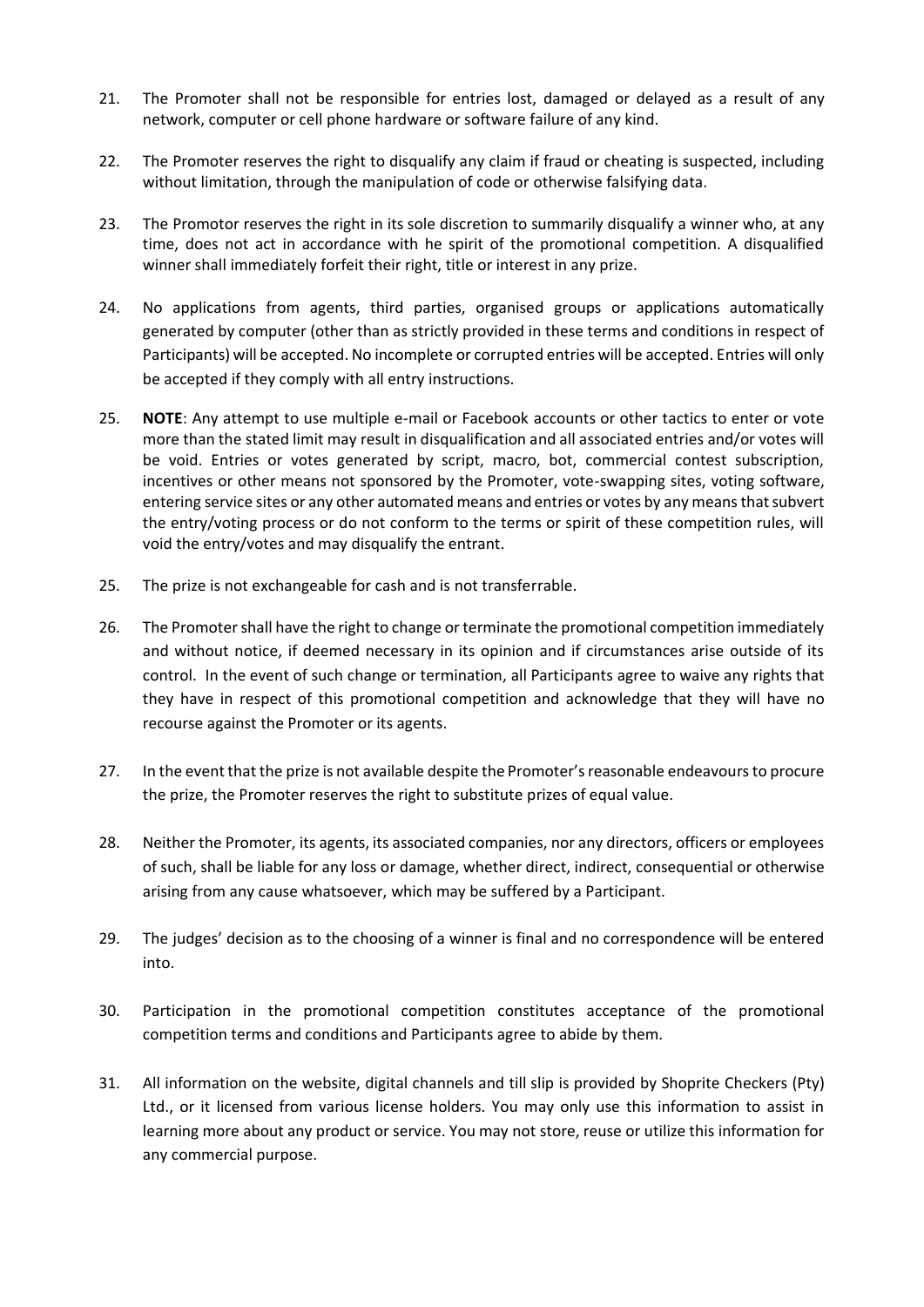21. The Promoter shall not be responsible for entries lost, damaged or delayed as a result of any network, computer or cell phone hardware or software failure of any kind.

22. The Promoter reserves the right to disqualify any claim if fraud or cheating is suspected, including without limitation, through the manipulation of code or otherwise falsifying data.

23. The Promotor reserves the right in its sole discretion to summarily disqualify a winner who, at any time, does not act in accordance with he spirit of the promotional competition. A disqualified winner shall immediately forfeit their right, title or interest in any prize.

24. No applications from agents, third parties, organised groups or applications automatically generated by computer (other than as strictly provided in these terms and conditions in respect of Participants) will be accepted. No incomplete or corrupted entries will be accepted. Entries will only be accepted if they comply with all entry instructions.

25. **NOTE**: Any attempt to use multiple e-mail or Facebook accounts or other tactics to enter or vote more than the stated limit may result in disqualification and all associated entries and/or votes will be void. Entries or votes generated by script, macro, bot, commercial contest subscription, incentives or other means not sponsored by the Promoter, vote-swapping sites, voting software, entering service sites or any other automated means and entries or votes by any means that subvert the entry/voting process or do not conform to the terms or spirit of these competition rules, will void the entry/votes and may disqualify the entrant.

25. The prize is not exchangeable for cash and is not transferrable.

26. The Promoter shall have the right to change or terminate the promotional competition immediately and without notice, if deemed necessary in its opinion and if circumstances arise outside of its control. In the event of such change or termination, all Participants agree to waive any rights that they have in respect of this promotional competition and acknowledge that they will have no recourse against the Promoter or its agents.

27. In the event that the prize is not available despite the Promoter's reasonable endeavours to procure the prize, the Promoter reserves the right to substitute prizes of equal value.

28. Neither the Promoter, its agents, its associated companies, nor any directors, officers or employees of such, shall be liable for any loss or damage, whether direct, indirect, consequential or otherwise arising from any cause whatsoever, which may be suffered by a Participant.

29. The judges' decision as to the choosing of a winner is final and no correspondence will be entered into.

30. Participation in the promotional competition constitutes acceptance of the promotional competition terms and conditions and Participants agree to abide by them.

31. All information on the website, digital channels and till slip is provided by Shoprite Checkers (Pty) Ltd., or it licensed from various license holders. You may only use this information to assist in learning more about any product or service. You may not store, reuse or utilize this information for any commercial purpose.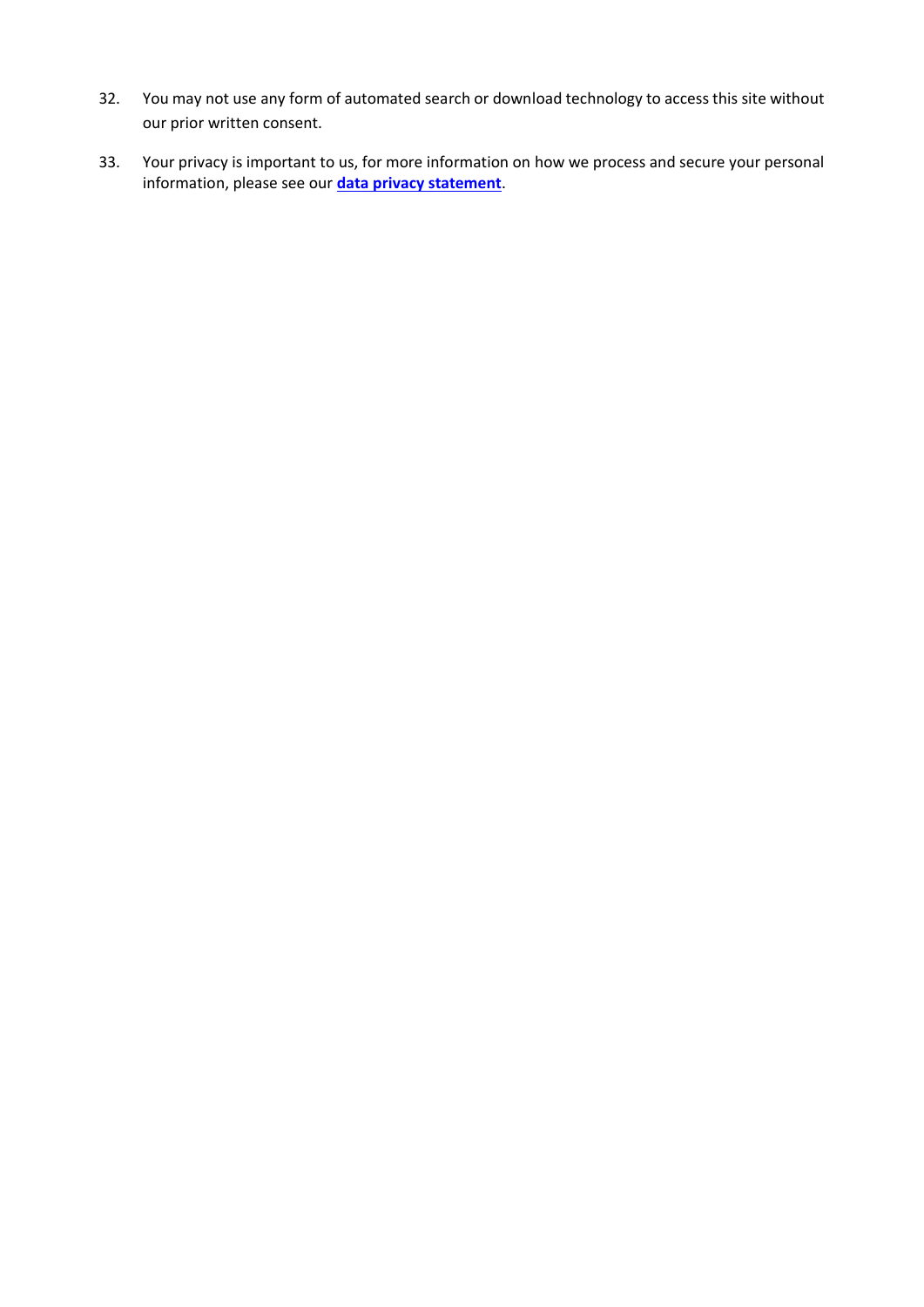32. You may not use any form of automated search or download technology to access this site without our prior written consent.

33. Your privacy is important to us, for more information on how we process and secure your personal information, please see our **data privacy statement**.